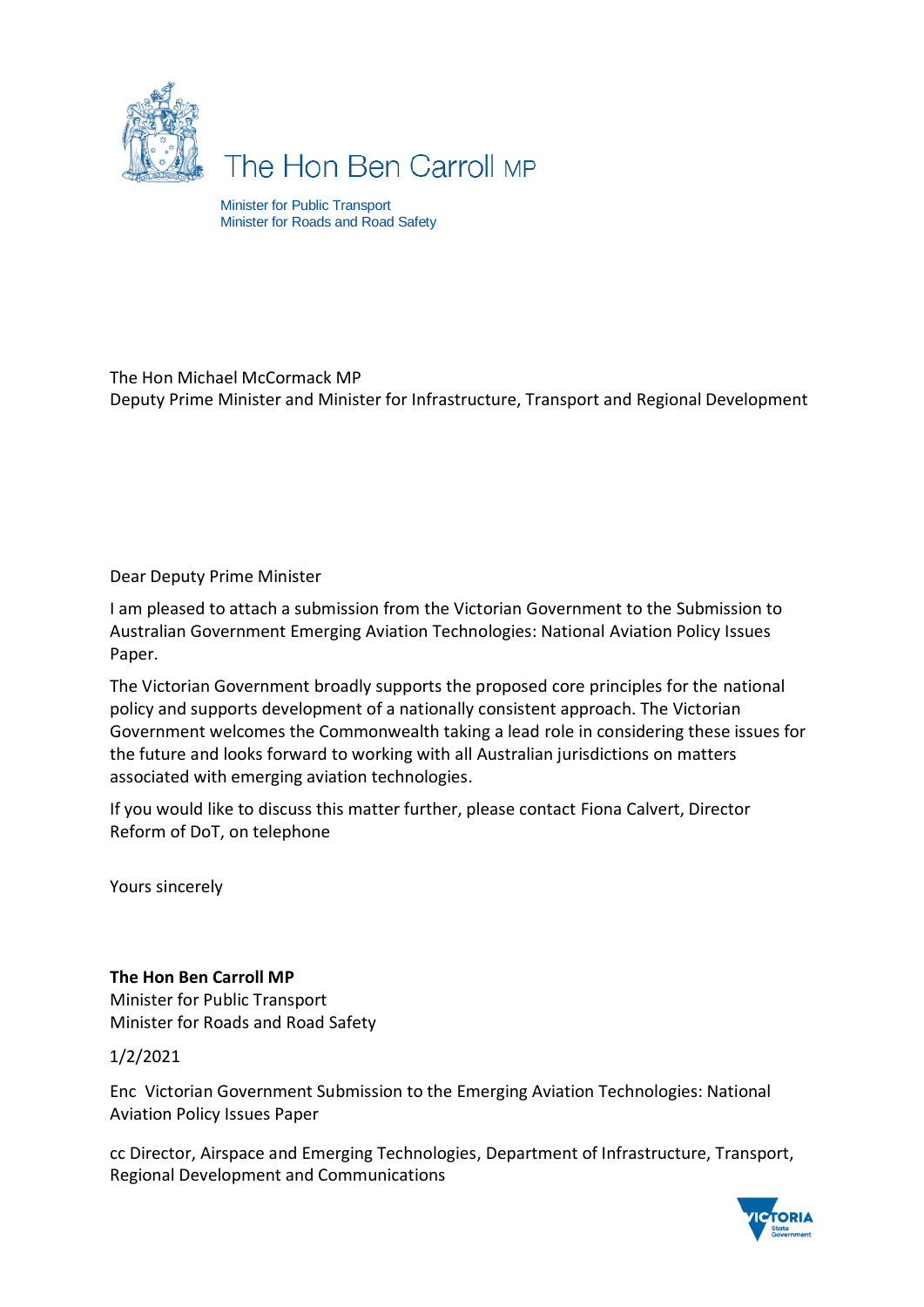The Hon Ben Carroll MP

Minister for Public Transport
Minister for Roads and Road Safety

The Hon Michael McCormack MP
Deputy Prime Minister and Minister for Infrastructure, Transport and Regional Development

Dear Deputy Prime Minister

I am pleased to attach a submission from the Victorian Government to the Submission to Australian Government Emerging Aviation Technologies: National Aviation Policy Issues Paper.

The Victorian Government broadly supports the proposed core principles for the national policy and supports development of a nationally consistent approach. The Victorian Government welcomes the Commonwealth taking a lead role in considering these issues for the future and looks forward to working with all Australian jurisdictions on matters associated with emerging aviation technologies.

If you would like to discuss this matter further, please contact Fiona Calvert, Director Reform of DoT, on telephone

Yours sincerely

**The Hon Ben Carroll MP**
Minister for Public Transport
Minister for Roads and Road Safety

1/2/2021

Enc Victorian Government Submission to the Emerging Aviation Technologies: National Aviation Policy Issues Paper

cc Director, Airspace and Emerging Technologies, Department of Infrastructure, Transport, Regional Development and Communications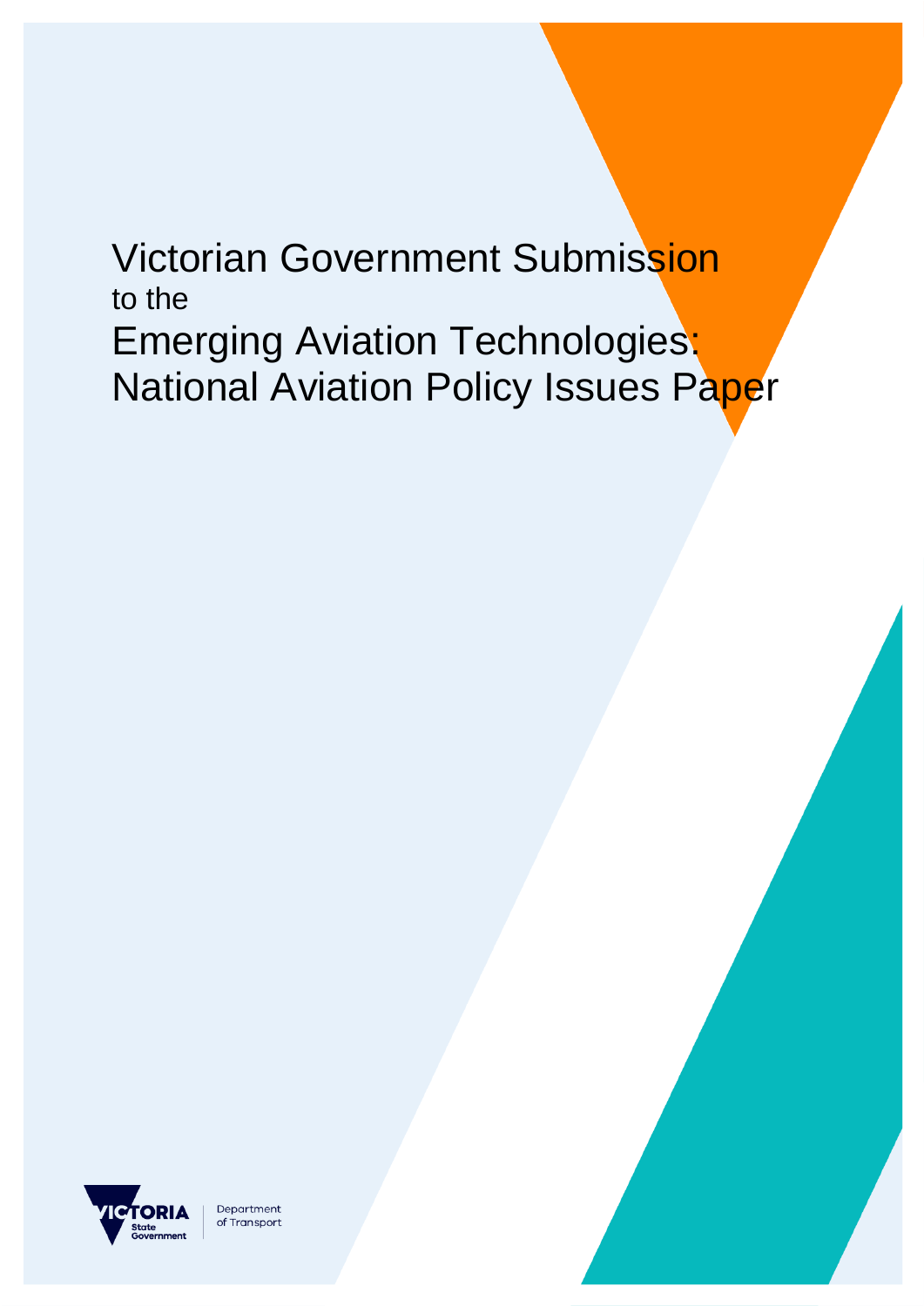# Victorian Government Submission

to the

# Emerging Aviation Technologies: National Aviation Policy Issues Paper

VICTORIA State Government | Department of Transport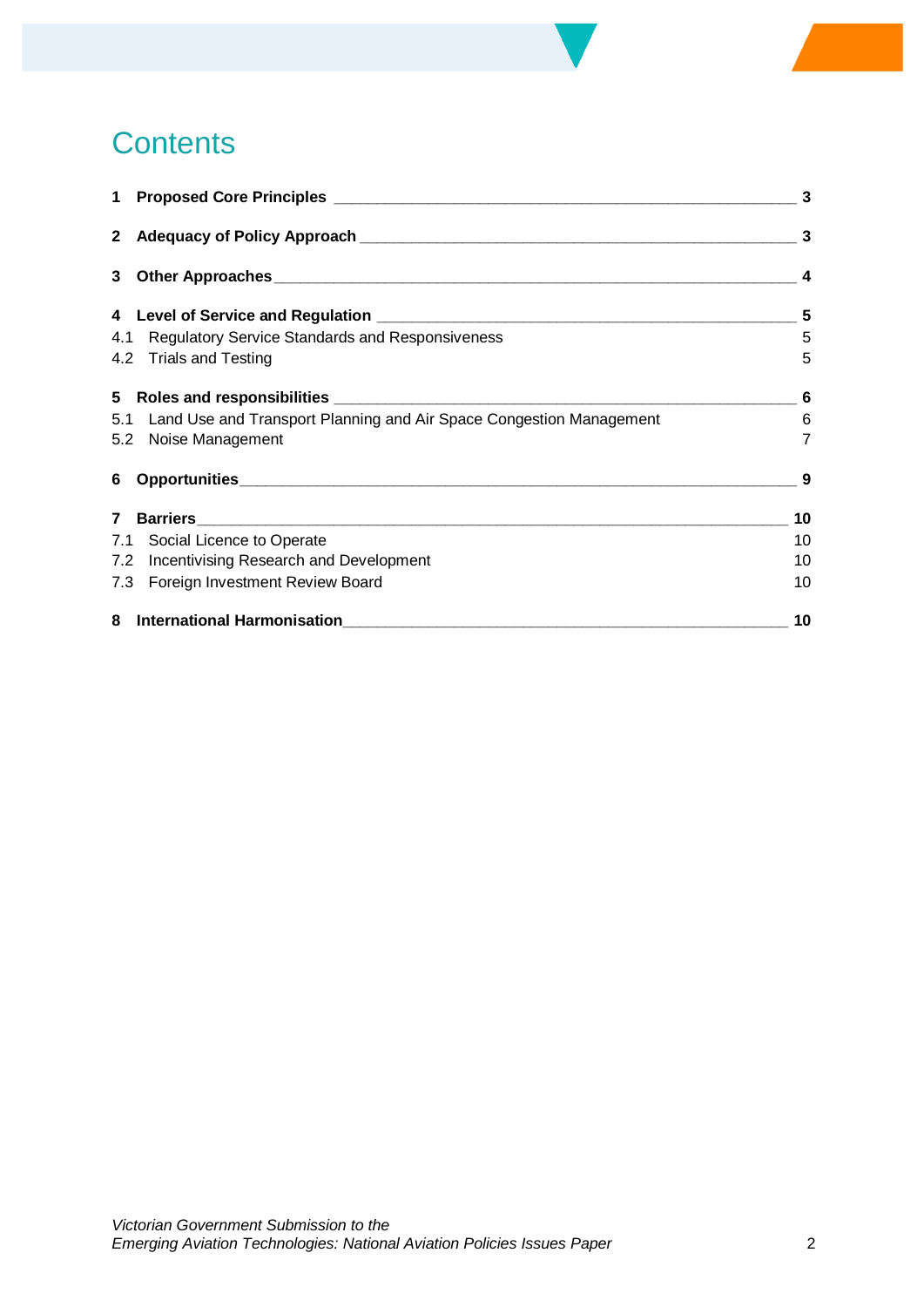# Contents

| | | |
|---|---|---|
| **1** | **Proposed Core Principles** | **3** |
| **2** | **Adequacy of Policy Approach** | **3** |
| **3** | **Other Approaches** | **4** |
| **4** | **Level of Service and Regulation** | **5** |
| 4.1 | Regulatory Service Standards and Responsiveness | 5 |
| 4.2 | Trials and Testing | 5 |
| **5** | **Roles and responsibilities** | **6** |
| 5.1 | Land Use and Transport Planning and Air Space Congestion Management | 6 |
| 5.2 | Noise Management | 7 |
| **6** | **Opportunities** | **9** |
| **7** | **Barriers** | **10** |
| 7.1 | Social Licence to Operate | 10 |
| 7.2 | Incentivising Research and Development | 10 |
| 7.3 | Foreign Investment Review Board | 10 |
| **8** | **International Harmonisation** | **10** |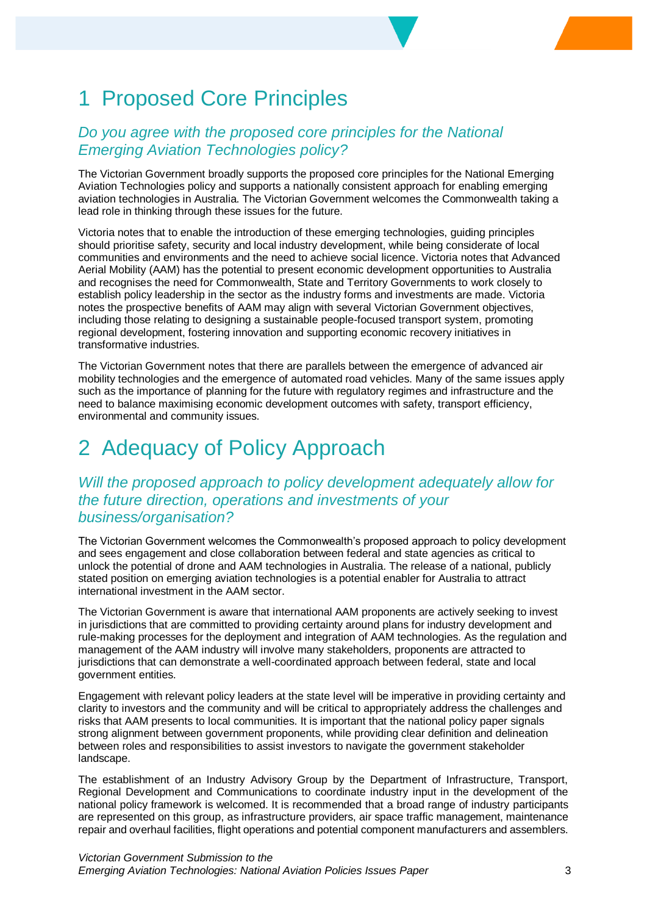# 1 Proposed Core Principles

## *Do you agree with the proposed core principles for the National Emerging Aviation Technologies policy?*

The Victorian Government broadly supports the proposed core principles for the National Emerging Aviation Technologies policy and supports a nationally consistent approach for enabling emerging aviation technologies in Australia. The Victorian Government welcomes the Commonwealth taking a lead role in thinking through these issues for the future.

Victoria notes that to enable the introduction of these emerging technologies, guiding principles should prioritise safety, security and local industry development, while being considerate of local communities and environments and the need to achieve social licence. Victoria notes that Advanced Aerial Mobility (AAM) has the potential to present economic development opportunities to Australia and recognises the need for Commonwealth, State and Territory Governments to work closely to establish policy leadership in the sector as the industry forms and investments are made. Victoria notes the prospective benefits of AAM may align with several Victorian Government objectives, including those relating to designing a sustainable people-focused transport system, promoting regional development, fostering innovation and supporting economic recovery initiatives in transformative industries.

The Victorian Government notes that there are parallels between the emergence of advanced air mobility technologies and the emergence of automated road vehicles. Many of the same issues apply such as the importance of planning for the future with regulatory regimes and infrastructure and the need to balance maximising economic development outcomes with safety, transport efficiency, environmental and community issues.

# 2 Adequacy of Policy Approach

## *Will the proposed approach to policy development adequately allow for the future direction, operations and investments of your business/organisation?*

The Victorian Government welcomes the Commonwealth's proposed approach to policy development and sees engagement and close collaboration between federal and state agencies as critical to unlock the potential of drone and AAM technologies in Australia. The release of a national, publicly stated position on emerging aviation technologies is a potential enabler for Australia to attract international investment in the AAM sector.

The Victorian Government is aware that international AAM proponents are actively seeking to invest in jurisdictions that are committed to providing certainty around plans for industry development and rule-making processes for the deployment and integration of AAM technologies. As the regulation and management of the AAM industry will involve many stakeholders, proponents are attracted to jurisdictions that can demonstrate a well-coordinated approach between federal, state and local government entities.

Engagement with relevant policy leaders at the state level will be imperative in providing certainty and clarity to investors and the community and will be critical to appropriately address the challenges and risks that AAM presents to local communities. It is important that the national policy paper signals strong alignment between government proponents, while providing clear definition and delineation between roles and responsibilities to assist investors to navigate the government stakeholder landscape.

The establishment of an Industry Advisory Group by the Department of Infrastructure, Transport, Regional Development and Communications to coordinate industry input in the development of the national policy framework is welcomed. It is recommended that a broad range of industry participants are represented on this group, as infrastructure providers, air space traffic management, maintenance repair and overhaul facilities, flight operations and potential component manufacturers and assemblers.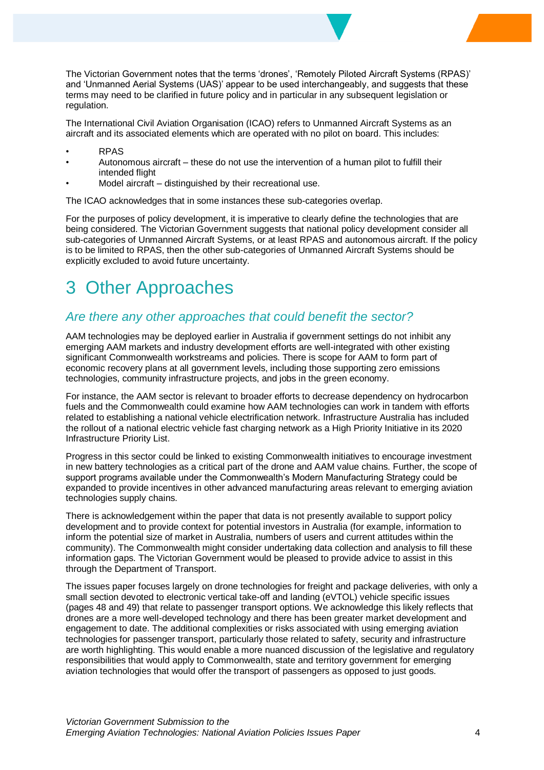The Victorian Government notes that the terms 'drones', 'Remotely Piloted Aircraft Systems (RPAS)' and 'Unmanned Aerial Systems (UAS)' appear to be used interchangeably, and suggests that these terms may need to be clarified in future policy and in particular in any subsequent legislation or regulation.

The International Civil Aviation Organisation (ICAO) refers to Unmanned Aircraft Systems as an aircraft and its associated elements which are operated with no pilot on board. This includes:

- RPAS
- Autonomous aircraft – these do not use the intervention of a human pilot to fulfill their intended flight
- Model aircraft – distinguished by their recreational use.

The ICAO acknowledges that in some instances these sub-categories overlap.

For the purposes of policy development, it is imperative to clearly define the technologies that are being considered. The Victorian Government suggests that national policy development consider all sub-categories of Unmanned Aircraft Systems, or at least RPAS and autonomous aircraft. If the policy is to be limited to RPAS, then the other sub-categories of Unmanned Aircraft Systems should be explicitly excluded to avoid future uncertainty.

# 3 Other Approaches

## *Are there any other approaches that could benefit the sector?*

AAM technologies may be deployed earlier in Australia if government settings do not inhibit any emerging AAM markets and industry development efforts are well-integrated with other existing significant Commonwealth workstreams and policies. There is scope for AAM to form part of economic recovery plans at all government levels, including those supporting zero emissions technologies, community infrastructure projects, and jobs in the green economy.

For instance, the AAM sector is relevant to broader efforts to decrease dependency on hydrocarbon fuels and the Commonwealth could examine how AAM technologies can work in tandem with efforts related to establishing a national vehicle electrification network. Infrastructure Australia has included the rollout of a national electric vehicle fast charging network as a High Priority Initiative in its 2020 Infrastructure Priority List.

Progress in this sector could be linked to existing Commonwealth initiatives to encourage investment in new battery technologies as a critical part of the drone and AAM value chains. Further, the scope of support programs available under the Commonwealth's Modern Manufacturing Strategy could be expanded to provide incentives in other advanced manufacturing areas relevant to emerging aviation technologies supply chains.

There is acknowledgement within the paper that data is not presently available to support policy development and to provide context for potential investors in Australia (for example, information to inform the potential size of market in Australia, numbers of users and current attitudes within the community). The Commonwealth might consider undertaking data collection and analysis to fill these information gaps. The Victorian Government would be pleased to provide advice to assist in this through the Department of Transport.

The issues paper focuses largely on drone technologies for freight and package deliveries, with only a small section devoted to electronic vertical take-off and landing (eVTOL) vehicle specific issues (pages 48 and 49) that relate to passenger transport options. We acknowledge this likely reflects that drones are a more well-developed technology and there has been greater market development and engagement to date. The additional complexities or risks associated with using emerging aviation technologies for passenger transport, particularly those related to safety, security and infrastructure are worth highlighting. This would enable a more nuanced discussion of the legislative and regulatory responsibilities that would apply to Commonwealth, state and territory government for emerging aviation technologies that would offer the transport of passengers as opposed to just goods.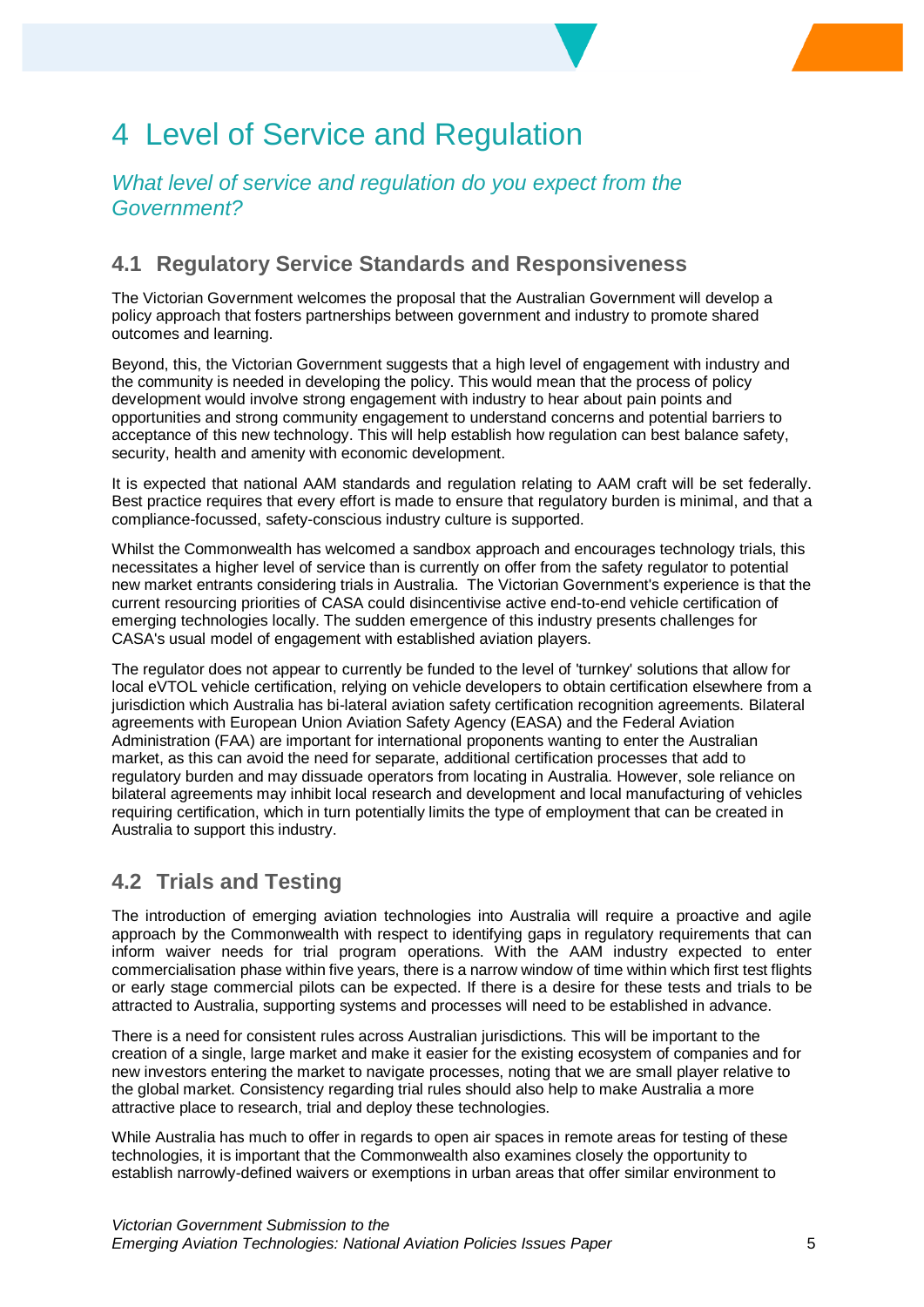# 4 Level of Service and Regulation

*What level of service and regulation do you expect from the Government?*

## 4.1 Regulatory Service Standards and Responsiveness

The Victorian Government welcomes the proposal that the Australian Government will develop a policy approach that fosters partnerships between government and industry to promote shared outcomes and learning.

Beyond, this, the Victorian Government suggests that a high level of engagement with industry and the community is needed in developing the policy. This would mean that the process of policy development would involve strong engagement with industry to hear about pain points and opportunities and strong community engagement to understand concerns and potential barriers to acceptance of this new technology. This will help establish how regulation can best balance safety, security, health and amenity with economic development.

It is expected that national AAM standards and regulation relating to AAM craft will be set federally. Best practice requires that every effort is made to ensure that regulatory burden is minimal, and that a compliance-focussed, safety-conscious industry culture is supported.

Whilst the Commonwealth has welcomed a sandbox approach and encourages technology trials, this necessitates a higher level of service than is currently on offer from the safety regulator to potential new market entrants considering trials in Australia. The Victorian Government's experience is that the current resourcing priorities of CASA could disincentivise active end-to-end vehicle certification of emerging technologies locally. The sudden emergence of this industry presents challenges for CASA's usual model of engagement with established aviation players.

The regulator does not appear to currently be funded to the level of 'turnkey' solutions that allow for local eVTOL vehicle certification, relying on vehicle developers to obtain certification elsewhere from a jurisdiction which Australia has bi-lateral aviation safety certification recognition agreements. Bilateral agreements with European Union Aviation Safety Agency (EASA) and the Federal Aviation Administration (FAA) are important for international proponents wanting to enter the Australian market, as this can avoid the need for separate, additional certification processes that add to regulatory burden and may dissuade operators from locating in Australia. However, sole reliance on bilateral agreements may inhibit local research and development and local manufacturing of vehicles requiring certification, which in turn potentially limits the type of employment that can be created in Australia to support this industry.

## 4.2 Trials and Testing

The introduction of emerging aviation technologies into Australia will require a proactive and agile approach by the Commonwealth with respect to identifying gaps in regulatory requirements that can inform waiver needs for trial program operations. With the AAM industry expected to enter commercialisation phase within five years, there is a narrow window of time within which first test flights or early stage commercial pilots can be expected. If there is a desire for these tests and trials to be attracted to Australia, supporting systems and processes will need to be established in advance.

There is a need for consistent rules across Australian jurisdictions. This will be important to the creation of a single, large market and make it easier for the existing ecosystem of companies and for new investors entering the market to navigate processes, noting that we are small player relative to the global market. Consistency regarding trial rules should also help to make Australia a more attractive place to research, trial and deploy these technologies.

While Australia has much to offer in regards to open air spaces in remote areas for testing of these technologies, it is important that the Commonwealth also examines closely the opportunity to establish narrowly-defined waivers or exemptions in urban areas that offer similar environment to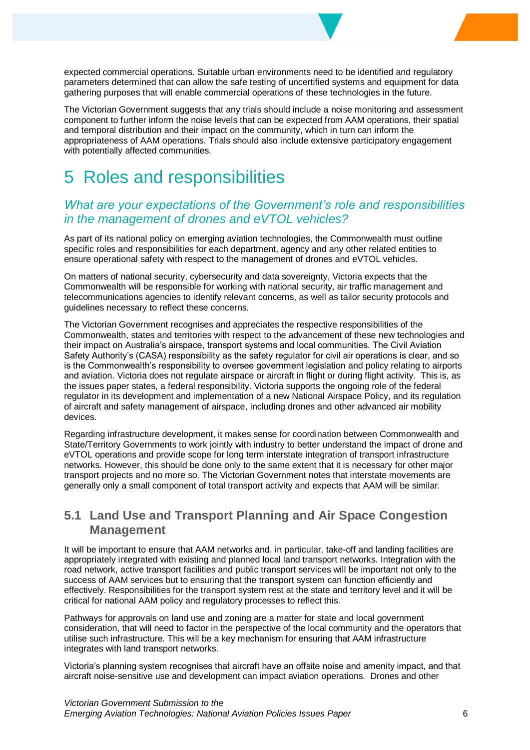expected commercial operations. Suitable urban environments need to be identified and regulatory parameters determined that can allow the safe testing of uncertified systems and equipment for data gathering purposes that will enable commercial operations of these technologies in the future.

The Victorian Government suggests that any trials should include a noise monitoring and assessment component to further inform the noise levels that can be expected from AAM operations, their spatial and temporal distribution and their impact on the community, which in turn can inform the appropriateness of AAM operations. Trials should also include extensive participatory engagement with potentially affected communities.

# 5 Roles and responsibilities

### *What are your expectations of the Government's role and responsibilities in the management of drones and eVTOL vehicles?*

As part of its national policy on emerging aviation technologies, the Commonwealth must outline specific roles and responsibilities for each department, agency and any other related entities to ensure operational safety with respect to the management of drones and eVTOL vehicles.

On matters of national security, cybersecurity and data sovereignty, Victoria expects that the Commonwealth will be responsible for working with national security, air traffic management and telecommunications agencies to identify relevant concerns, as well as tailor security protocols and guidelines necessary to reflect these concerns.

The Victorian Government recognises and appreciates the respective responsibilities of the Commonwealth, states and territories with respect to the advancement of these new technologies and their impact on Australia's airspace, transport systems and local communities. The Civil Aviation Safety Authority's (CASA) responsibility as the safety regulator for civil air operations is clear, and so is the Commonwealth's responsibility to oversee government legislation and policy relating to airports and aviation. Victoria does not regulate airspace or aircraft in flight or during flight activity. This is, as the issues paper states, a federal responsibility. Victoria supports the ongoing role of the federal regulator in its development and implementation of a new National Airspace Policy, and its regulation of aircraft and safety management of airspace, including drones and other advanced air mobility devices.

Regarding infrastructure development, it makes sense for coordination between Commonwealth and State/Territory Governments to work jointly with industry to better understand the impact of drone and eVTOL operations and provide scope for long term interstate integration of transport infrastructure networks. However, this should be done only to the same extent that it is necessary for other major transport projects and no more so. The Victorian Government notes that interstate movements are generally only a small component of total transport activity and expects that AAM will be similar.

## 5.1 Land Use and Transport Planning and Air Space Congestion Management

It will be important to ensure that AAM networks and, in particular, take-off and landing facilities are appropriately integrated with existing and planned local land transport networks. Integration with the road network, active transport facilities and public transport services will be important not only to the success of AAM services but to ensuring that the transport system can function efficiently and effectively. Responsibilities for the transport system rest at the state and territory level and it will be critical for national AAM policy and regulatory processes to reflect this.

Pathways for approvals on land use and zoning are a matter for state and local government consideration, that will need to factor in the perspective of the local community and the operators that utilise such infrastructure. This will be a key mechanism for ensuring that AAM infrastructure integrates with land transport networks.

Victoria's planning system recognises that aircraft have an offsite noise and amenity impact, and that aircraft noise-sensitive use and development can impact aviation operations. Drones and other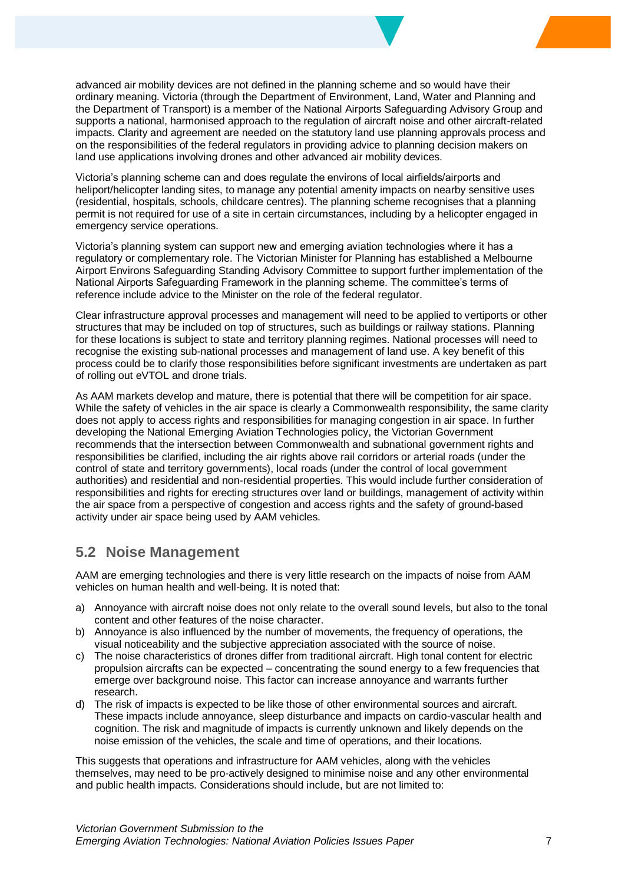advanced air mobility devices are not defined in the planning scheme and so would have their ordinary meaning. Victoria (through the Department of Environment, Land, Water and Planning and the Department of Transport) is a member of the National Airports Safeguarding Advisory Group and supports a national, harmonised approach to the regulation of aircraft noise and other aircraft-related impacts. Clarity and agreement are needed on the statutory land use planning approvals process and on the responsibilities of the federal regulators in providing advice to planning decision makers on land use applications involving drones and other advanced air mobility devices.

Victoria's planning scheme can and does regulate the environs of local airfields/airports and heliport/helicopter landing sites, to manage any potential amenity impacts on nearby sensitive uses (residential, hospitals, schools, childcare centres). The planning scheme recognises that a planning permit is not required for use of a site in certain circumstances, including by a helicopter engaged in emergency service operations.

Victoria's planning system can support new and emerging aviation technologies where it has a regulatory or complementary role. The Victorian Minister for Planning has established a Melbourne Airport Environs Safeguarding Standing Advisory Committee to support further implementation of the National Airports Safeguarding Framework in the planning scheme. The committee's terms of reference include advice to the Minister on the role of the federal regulator.

Clear infrastructure approval processes and management will need to be applied to vertiports or other structures that may be included on top of structures, such as buildings or railway stations. Planning for these locations is subject to state and territory planning regimes. National processes will need to recognise the existing sub-national processes and management of land use. A key benefit of this process could be to clarify those responsibilities before significant investments are undertaken as part of rolling out eVTOL and drone trials.

As AAM markets develop and mature, there is potential that there will be competition for air space. While the safety of vehicles in the air space is clearly a Commonwealth responsibility, the same clarity does not apply to access rights and responsibilities for managing congestion in air space. In further developing the National Emerging Aviation Technologies policy, the Victorian Government recommends that the intersection between Commonwealth and subnational government rights and responsibilities be clarified, including the air rights above rail corridors or arterial roads (under the control of state and territory governments), local roads (under the control of local government authorities) and residential and non-residential properties. This would include further consideration of responsibilities and rights for erecting structures over land or buildings, management of activity within the air space from a perspective of congestion and access rights and the safety of ground-based activity under air space being used by AAM vehicles.

## 5.2 Noise Management

AAM are emerging technologies and there is very little research on the impacts of noise from AAM vehicles on human health and well-being. It is noted that:

a) Annoyance with aircraft noise does not only relate to the overall sound levels, but also to the tonal content and other features of the noise character.
b) Annoyance is also influenced by the number of movements, the frequency of operations, the visual noticeability and the subjective appreciation associated with the source of noise.
c) The noise characteristics of drones differ from traditional aircraft. High tonal content for electric propulsion aircrafts can be expected – concentrating the sound energy to a few frequencies that emerge over background noise. This factor can increase annoyance and warrants further research.
d) The risk of impacts is expected to be like those of other environmental sources and aircraft. These impacts include annoyance, sleep disturbance and impacts on cardio-vascular health and cognition. The risk and magnitude of impacts is currently unknown and likely depends on the noise emission of the vehicles, the scale and time of operations, and their locations.

This suggests that operations and infrastructure for AAM vehicles, along with the vehicles themselves, may need to be pro-actively designed to minimise noise and any other environmental and public health impacts. Considerations should include, but are not limited to: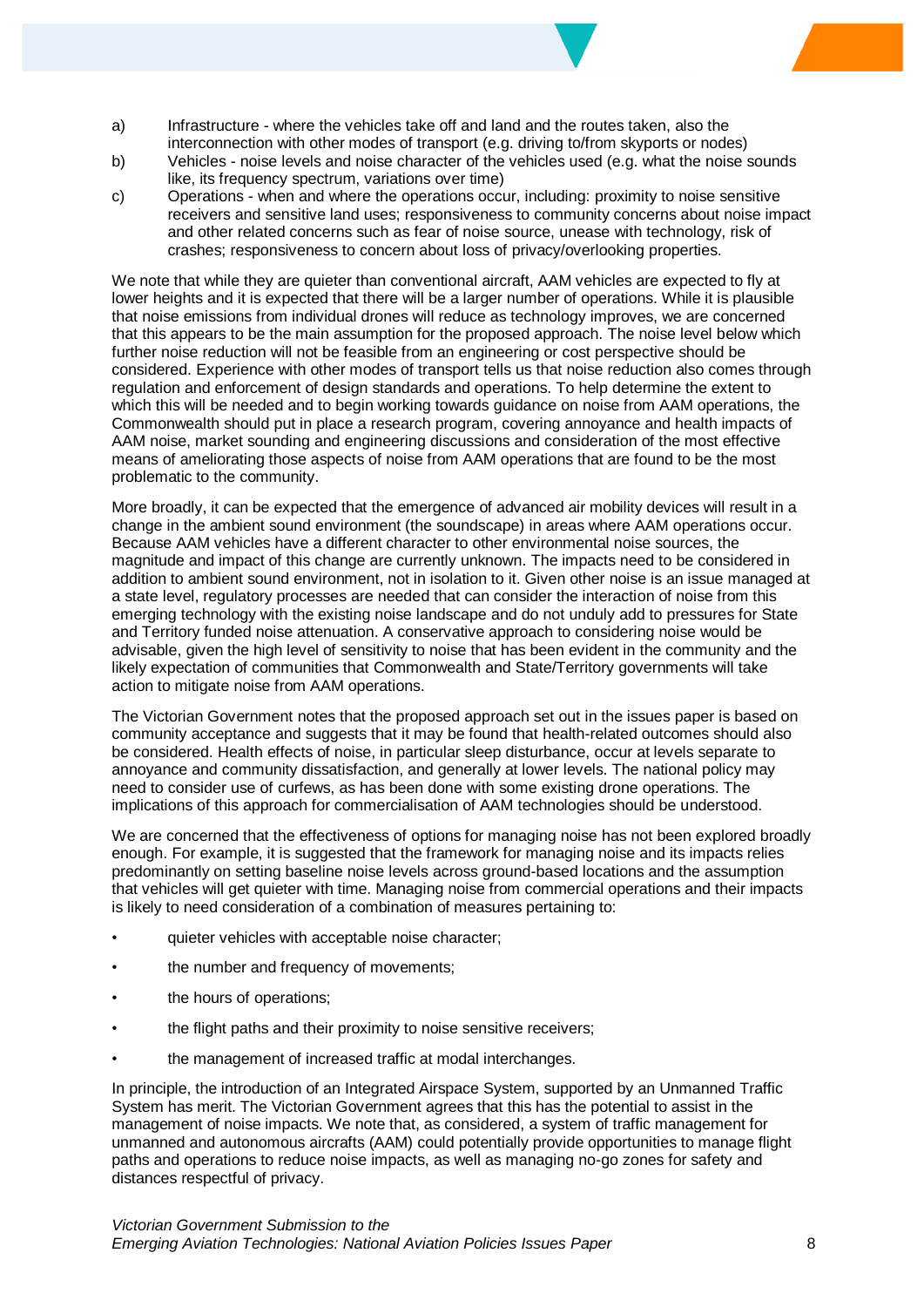a) Infrastructure - where the vehicles take off and land and the routes taken, also the interconnection with other modes of transport (e.g. driving to/from skyports or nodes)
b) Vehicles - noise levels and noise character of the vehicles used (e.g. what the noise sounds like, its frequency spectrum, variations over time)
c) Operations - when and where the operations occur, including: proximity to noise sensitive receivers and sensitive land uses; responsiveness to community concerns about noise impact and other related concerns such as fear of noise source, unease with technology, risk of crashes; responsiveness to concern about loss of privacy/overlooking properties.

We note that while they are quieter than conventional aircraft, AAM vehicles are expected to fly at lower heights and it is expected that there will be a larger number of operations. While it is plausible that noise emissions from individual drones will reduce as technology improves, we are concerned that this appears to be the main assumption for the proposed approach. The noise level below which further noise reduction will not be feasible from an engineering or cost perspective should be considered. Experience with other modes of transport tells us that noise reduction also comes through regulation and enforcement of design standards and operations. To help determine the extent to which this will be needed and to begin working towards guidance on noise from AAM operations, the Commonwealth should put in place a research program, covering annoyance and health impacts of AAM noise, market sounding and engineering discussions and consideration of the most effective means of ameliorating those aspects of noise from AAM operations that are found to be the most problematic to the community.

More broadly, it can be expected that the emergence of advanced air mobility devices will result in a change in the ambient sound environment (the soundscape) in areas where AAM operations occur. Because AAM vehicles have a different character to other environmental noise sources, the magnitude and impact of this change are currently unknown. The impacts need to be considered in addition to ambient sound environment, not in isolation to it. Given other noise is an issue managed at a state level, regulatory processes are needed that can consider the interaction of noise from this emerging technology with the existing noise landscape and do not unduly add to pressures for State and Territory funded noise attenuation. A conservative approach to considering noise would be advisable, given the high level of sensitivity to noise that has been evident in the community and the likely expectation of communities that Commonwealth and State/Territory governments will take action to mitigate noise from AAM operations.

The Victorian Government notes that the proposed approach set out in the issues paper is based on community acceptance and suggests that it may be found that health-related outcomes should also be considered. Health effects of noise, in particular sleep disturbance, occur at levels separate to annoyance and community dissatisfaction, and generally at lower levels. The national policy may need to consider use of curfews, as has been done with some existing drone operations. The implications of this approach for commercialisation of AAM technologies should be understood.

We are concerned that the effectiveness of options for managing noise has not been explored broadly enough. For example, it is suggested that the framework for managing noise and its impacts relies predominantly on setting baseline noise levels across ground-based locations and the assumption that vehicles will get quieter with time. Managing noise from commercial operations and their impacts is likely to need consideration of a combination of measures pertaining to:

- quieter vehicles with acceptable noise character;
- the number and frequency of movements;
- the hours of operations;
- the flight paths and their proximity to noise sensitive receivers;
- the management of increased traffic at modal interchanges.

In principle, the introduction of an Integrated Airspace System, supported by an Unmanned Traffic System has merit. The Victorian Government agrees that this has the potential to assist in the management of noise impacts. We note that, as considered, a system of traffic management for unmanned and autonomous aircrafts (AAM) could potentially provide opportunities to manage flight paths and operations to reduce noise impacts, as well as managing no-go zones for safety and distances respectful of privacy.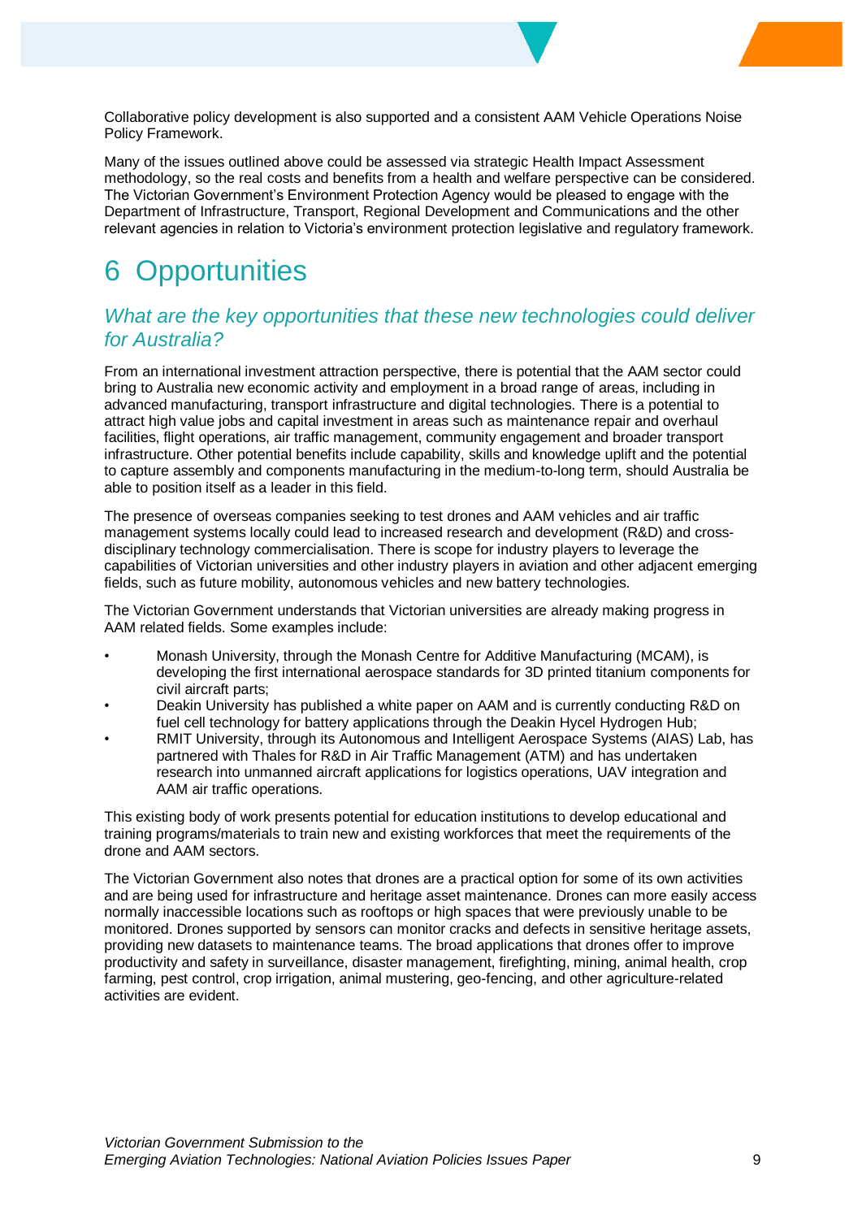Collaborative policy development is also supported and a consistent AAM Vehicle Operations Noise Policy Framework.

Many of the issues outlined above could be assessed via strategic Health Impact Assessment methodology, so the real costs and benefits from a health and welfare perspective can be considered. The Victorian Government's Environment Protection Agency would be pleased to engage with the Department of Infrastructure, Transport, Regional Development and Communications and the other relevant agencies in relation to Victoria's environment protection legislative and regulatory framework.

# 6 Opportunities

## *What are the key opportunities that these new technologies could deliver for Australia?*

From an international investment attraction perspective, there is potential that the AAM sector could bring to Australia new economic activity and employment in a broad range of areas, including in advanced manufacturing, transport infrastructure and digital technologies. There is a potential to attract high value jobs and capital investment in areas such as maintenance repair and overhaul facilities, flight operations, air traffic management, community engagement and broader transport infrastructure. Other potential benefits include capability, skills and knowledge uplift and the potential to capture assembly and components manufacturing in the medium-to-long term, should Australia be able to position itself as a leader in this field.

The presence of overseas companies seeking to test drones and AAM vehicles and air traffic management systems locally could lead to increased research and development (R&D) and cross-disciplinary technology commercialisation. There is scope for industry players to leverage the capabilities of Victorian universities and other industry players in aviation and other adjacent emerging fields, such as future mobility, autonomous vehicles and new battery technologies.

The Victorian Government understands that Victorian universities are already making progress in AAM related fields. Some examples include:

- Monash University, through the Monash Centre for Additive Manufacturing (MCAM), is developing the first international aerospace standards for 3D printed titanium components for civil aircraft parts;
- Deakin University has published a white paper on AAM and is currently conducting R&D on fuel cell technology for battery applications through the Deakin Hycel Hydrogen Hub;
- RMIT University, through its Autonomous and Intelligent Aerospace Systems (AIAS) Lab, has partnered with Thales for R&D in Air Traffic Management (ATM) and has undertaken research into unmanned aircraft applications for logistics operations, UAV integration and AAM air traffic operations.

This existing body of work presents potential for education institutions to develop educational and training programs/materials to train new and existing workforces that meet the requirements of the drone and AAM sectors.

The Victorian Government also notes that drones are a practical option for some of its own activities and are being used for infrastructure and heritage asset maintenance. Drones can more easily access normally inaccessible locations such as rooftops or high spaces that were previously unable to be monitored. Drones supported by sensors can monitor cracks and defects in sensitive heritage assets, providing new datasets to maintenance teams. The broad applications that drones offer to improve productivity and safety in surveillance, disaster management, firefighting, mining, animal health, crop farming, pest control, crop irrigation, animal mustering, geo-fencing, and other agriculture-related activities are evident.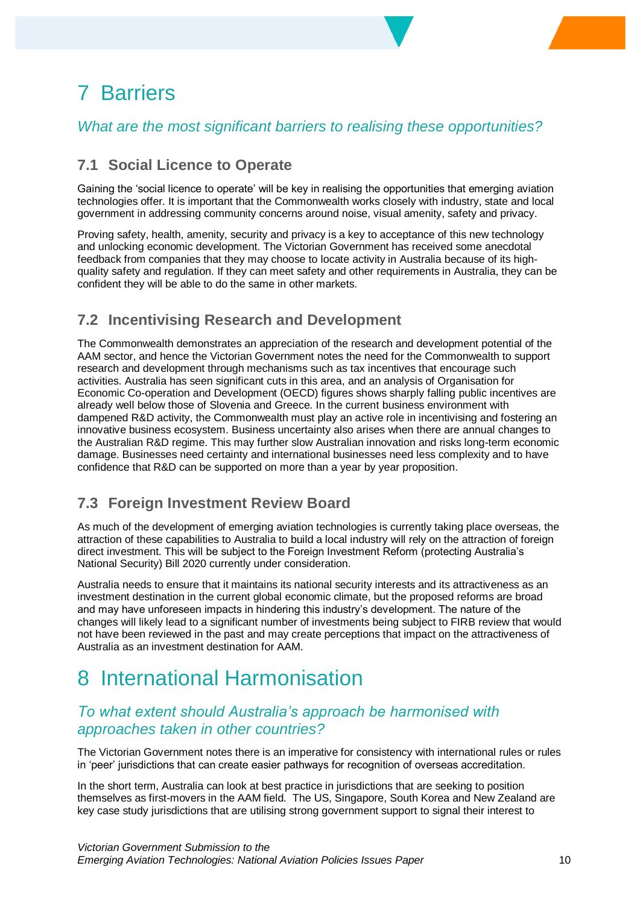# 7 Barriers

*What are the most significant barriers to realising these opportunities?*

## 7.1 Social Licence to Operate

Gaining the 'social licence to operate' will be key in realising the opportunities that emerging aviation technologies offer. It is important that the Commonwealth works closely with industry, state and local government in addressing community concerns around noise, visual amenity, safety and privacy.

Proving safety, health, amenity, security and privacy is a key to acceptance of this new technology and unlocking economic development. The Victorian Government has received some anecdotal feedback from companies that they may choose to locate activity in Australia because of its high-quality safety and regulation. If they can meet safety and other requirements in Australia, they can be confident they will be able to do the same in other markets.

## 7.2 Incentivising Research and Development

The Commonwealth demonstrates an appreciation of the research and development potential of the AAM sector, and hence the Victorian Government notes the need for the Commonwealth to support research and development through mechanisms such as tax incentives that encourage such activities. Australia has seen significant cuts in this area, and an analysis of Organisation for Economic Co-operation and Development (OECD) figures shows sharply falling public incentives are already well below those of Slovenia and Greece. In the current business environment with dampened R&D activity, the Commonwealth must play an active role in incentivising and fostering an innovative business ecosystem. Business uncertainty also arises when there are annual changes to the Australian R&D regime. This may further slow Australian innovation and risks long-term economic damage. Businesses need certainty and international businesses need less complexity and to have confidence that R&D can be supported on more than a year by year proposition.

## 7.3 Foreign Investment Review Board

As much of the development of emerging aviation technologies is currently taking place overseas, the attraction of these capabilities to Australia to build a local industry will rely on the attraction of foreign direct investment. This will be subject to the Foreign Investment Reform (protecting Australia's National Security) Bill 2020 currently under consideration.

Australia needs to ensure that it maintains its national security interests and its attractiveness as an investment destination in the current global economic climate, but the proposed reforms are broad and may have unforeseen impacts in hindering this industry's development. The nature of the changes will likely lead to a significant number of investments being subject to FIRB review that would not have been reviewed in the past and may create perceptions that impact on the attractiveness of Australia as an investment destination for AAM.

# 8 International Harmonisation

*To what extent should Australia's approach be harmonised with approaches taken in other countries?*

The Victorian Government notes there is an imperative for consistency with international rules or rules in 'peer' jurisdictions that can create easier pathways for recognition of overseas accreditation.

In the short term, Australia can look at best practice in jurisdictions that are seeking to position themselves as first-movers in the AAM field. The US, Singapore, South Korea and New Zealand are key case study jurisdictions that are utilising strong government support to signal their interest to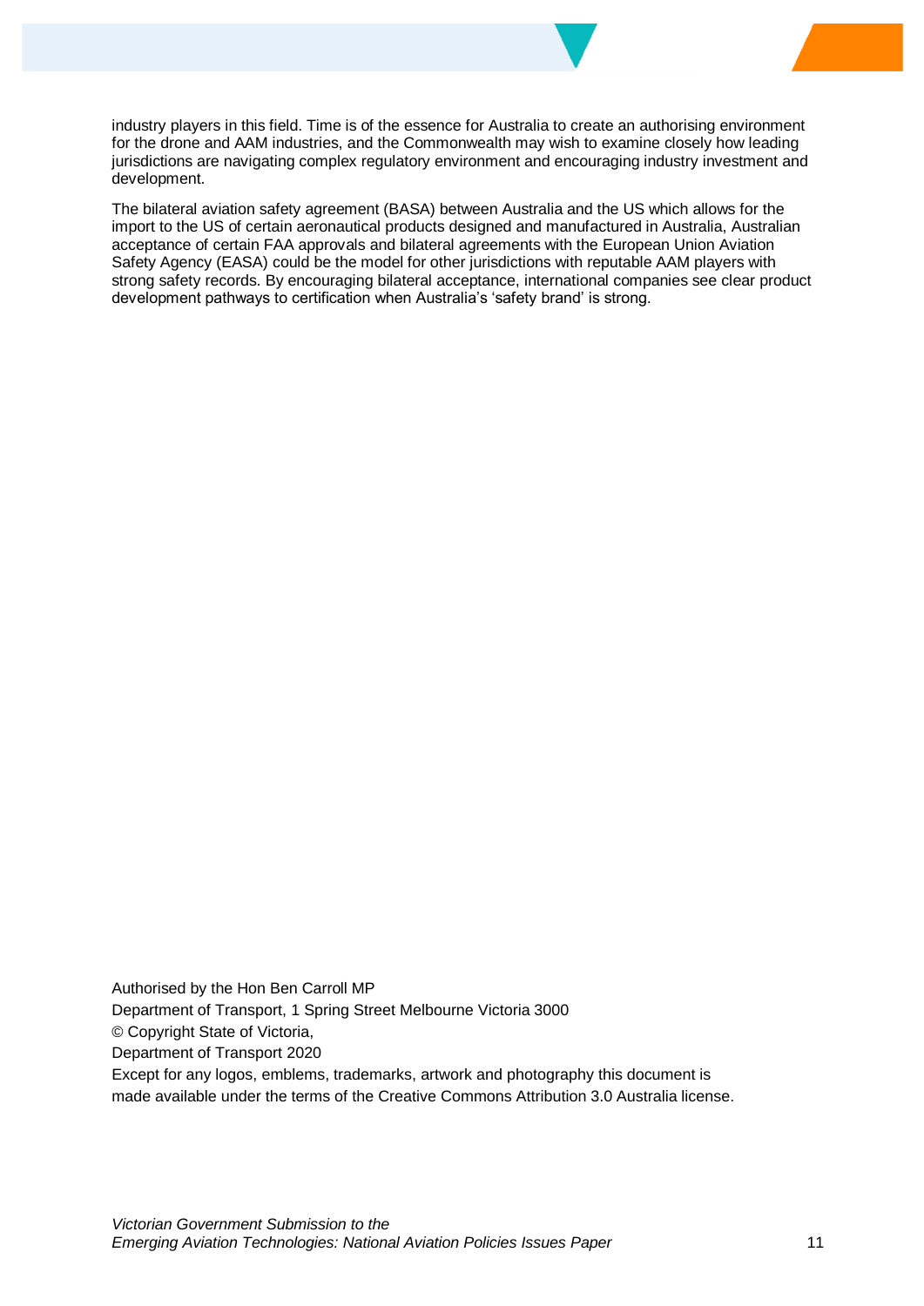industry players in this field. Time is of the essence for Australia to create an authorising environment for the drone and AAM industries, and the Commonwealth may wish to examine closely how leading jurisdictions are navigating complex regulatory environment and encouraging industry investment and development.

The bilateral aviation safety agreement (BASA) between Australia and the US which allows for the import to the US of certain aeronautical products designed and manufactured in Australia, Australian acceptance of certain FAA approvals and bilateral agreements with the European Union Aviation Safety Agency (EASA) could be the model for other jurisdictions with reputable AAM players with strong safety records. By encouraging bilateral acceptance, international companies see clear product development pathways to certification when Australia's 'safety brand' is strong.

Authorised by the Hon Ben Carroll MP

Department of Transport, 1 Spring Street Melbourne Victoria 3000

© Copyright State of Victoria,

Department of Transport 2020

Except for any logos, emblems, trademarks, artwork and photography this document is made available under the terms of the Creative Commons Attribution 3.0 Australia license.